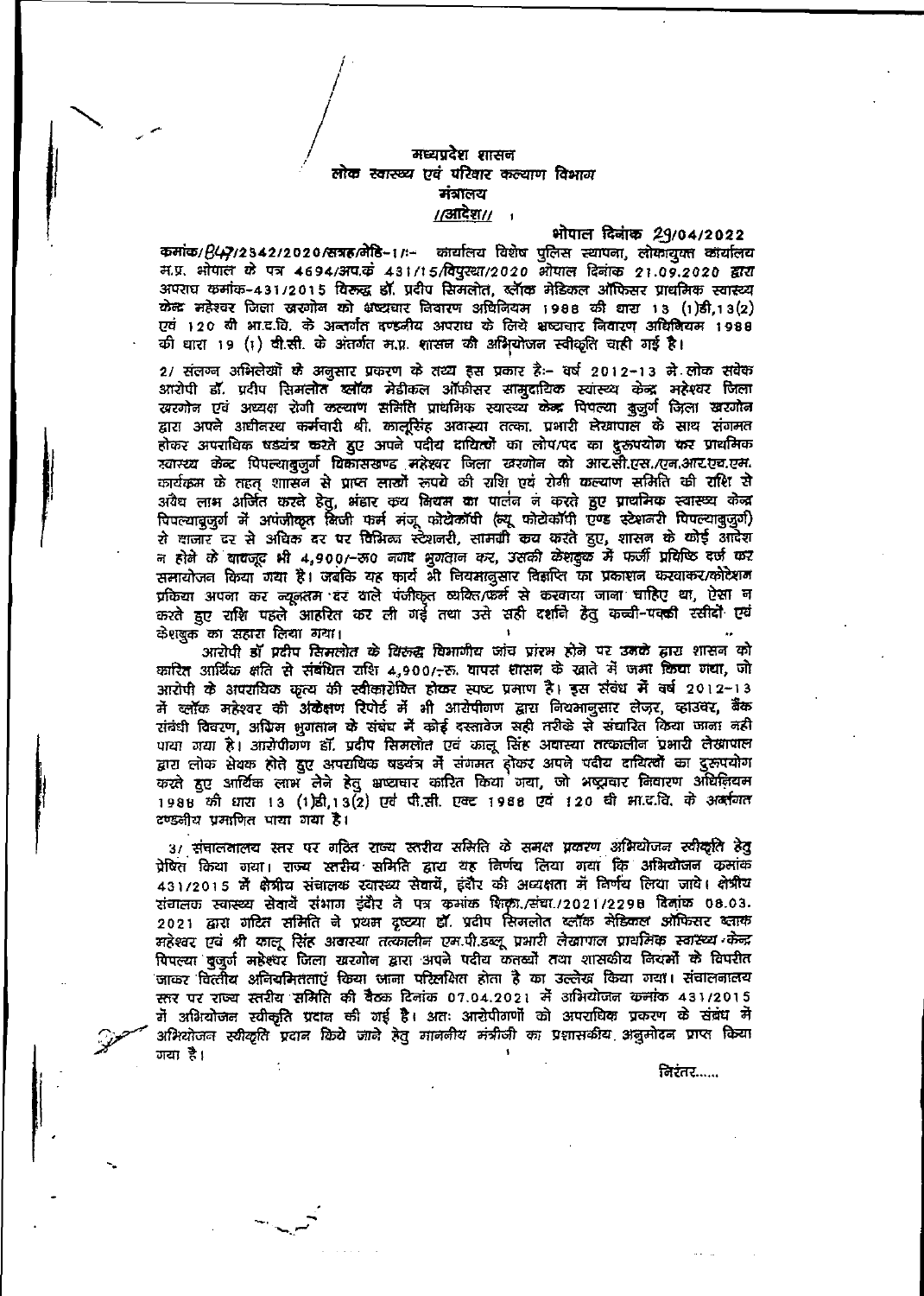मध्यप्रदेश शासन
लोक स्वास्थ्य एवं परिवार कल्याण विभाग
मंत्रालय
//आदेश//

भोपाल दिनांक 29/04/2022

क्रमांक/847/2342/2020/सत्रह/मेडि-1/:- कार्यालय विशेष पुलिस स्थापना, लोकायुक्त कार्यालय म.प्र. भोपाल के पत्र 4694/अप.क्रं 431/15/विपुस्था/2020 भोपाल दिनांक 21.09.2020 द्वारा अपराध क्रमांक-431/2015 विरूद्ध डॉ. प्रदीप सिमलोत, ब्लॉक मेडिकल ऑफिसर प्राथमिक स्वास्थ्य केन्द्र महेश्वर जिला खरगोन को भ्रष्टाचार निवारण अधिनियम 1988 की धारा 13 (1)डी,13(2) एवं 120 बी भा.द.वि. के अन्तर्गत दण्डनीय अपराध के लिये भ्रष्टाचार निवारण अधिनियम 1988 की धारा 19 (1) बी.सी. के अंतर्गत म.प्र. शासन की अभियोजन स्वीकृति चाही गई है।

2/ संलग्न अभिलेखों के अनुसार प्रकरण के तथ्य इस प्रकार है:- वर्ष 2012-13 में लोक सेवक आरोपी डॉ. प्रदीप सिमलोत ब्लॉक मेडीकल ऑफीसर सामुदायिक स्वास्थ्य केन्द्र महेश्वर जिला खरगोन एवं अध्यक्ष रोगी कल्याण समिति प्राथमिक स्वास्थ्य केन्द्र पिपल्या बुजुर्ग जिला खरगोन द्वारा अपने अधीनस्थ कर्मचारी श्री. कालूसिंह अवास्या तत्का. प्रभारी लेखापाल के साथ संगमत होकर अपराधिक षड्यंत्र करते हुए अपने पदीय दायित्वों का लोप/पद का दुरूपयोग कर प्राथमिक स्वास्थ्य केन्द्र पिपल्याबुजुर्ग विकासखण्ड महेश्वर जिला खरगोन को आर.सी.एस./एन.आर.एच.एम. कार्यक्रम के तहत् शासन से प्राप्त लाखों रूपये की राशि एवं रोगी कल्याण समिति की राशि से अवैध लाभ अर्जित करने हेतु, भंडार क्रय नियम का पालन न करते हुए प्राथमिक स्वास्थ्य केन्द्र पिपल्याबुजुर्ग में अपंजीकृत निजी फर्म मंजू फोटोकॉपी (न्यू फोटोकॉपी एण्ड स्टेशनरी पिपल्याबुजुर्ग) से बाजार दर से अधिक दर पर विभिन्न स्टेशनरी, सामग्री क्रय करते हुए, शासन के कोई आदेश न होने के बावजूद भी 4,900/-रू0 नगद भुगतान कर, उसकी केशबुक में फर्जी प्रविष्ठि दर्ज कर समायोजन किया गया है। जबकि यह कार्य भी नियमानुसार विज्ञप्ति का प्रकाशन करवाकर/कोटेशन प्रकिया अपना कर न्यूनतम दर वाले पंजीकृत व्यक्ति/फर्म से करवाया जाना चाहिए था, ऐसा न करते हुए राशि पहले आहरित कर ली गई तथा उसे सही दर्शाने हेतु कच्ची-पक्की रसीदों एवं केशबुक का सहारा लिया गया।

आरोपी डॉ प्रदीप सिमलोत के विरूद्ध विभागीय जांच प्रारंभ होने पर उनके द्वारा शासन को कारित आर्थिक क्षति से संबंधित राशि 4,900/-रू. वापस शासन के खाते में जमा किया गया, जो आरोपी के अपराधिक कृत्य की स्वीकारोक्ति होकर स्पष्ट प्रमाण है। इस संबंध में वर्ष 2012-13 में ब्लॉक महेश्वर की अंकेक्षण रिपोर्ट में भी आरोपीगण द्वारा नियमानुसार लेजर, व्हाउचर, बैंक संबंधी विवरण, अग्रिम भुगतान के संबंध में कोई दस्तावेज सही तरीके से संधारित किया जाना नहीं पाया गया है। आरोपीगण डॉ. प्रदीप सिमलोत एवं कालू सिंह अवास्या तत्कालीन प्रभारी लेखापाल द्वारा लोक सेवक होते हुए अपराधिक षड्यंत्र में संगमत होकर अपने पदीय दायित्वों का दुरूपयोग करते हुए आर्थिक लाभ लेने हेतु भ्रष्टाचार कारित किया गया, जो भ्रष्टाचार निवारण अधिनियम 1988 की धारा 13 (1)डी,13(2) एवं पी.सी. एक्ट 1988 एवं 120 बी भा.द.वि. के अन्तर्गत दण्डनीय प्रमाणित पाया गया है।

3/ संचालनालय स्तर पर गठित राज्य स्तरीय समिति के समक्ष प्रकरण अभियोजन स्वीकृति हेतु प्रेषित किया गया। राज्य स्तरीय समिति द्वारा यह निर्णय लिया गया कि अभियोजन क्रमांक 431/2015 में क्षेत्रीय संचालक स्वास्थ्य सेवायें, इंदौर की अध्यक्षता में निर्णय लिया जावे। क्षेत्रीय संचालक स्वास्थ्य सेवायें संभाग इंदौर ने पत्र क्रमांक शिका./संचा./2021/2298 दिनांक 08.03.2021 द्वारा गठित समिति ने प्रथम दृष्टया डॉ. प्रदीप सिमलोत ब्लॉक मेडिकल ऑफिसर ब्लाक महेश्वर एवं श्री कालू सिंह अवास्या तत्कालीन एम.पी.डब्लू प्रभारी लेखापाल प्राथमिक स्वास्थ्य केन्द्र पिपल्या बुजुर्ग महेश्वर जिला खरगोन द्वारा अपने पदीय कर्तव्यों तथा शासकीय नियमों के विपरीत जाकर वित्तीय अनियमितताएं किया जाना परिलक्षित होता है का उल्लेख किया गया। संचालनालय स्तर पर राज्य स्तरीय समिति की बैठक दिनांक 07.04.2021 में अभियोजन क्रमांक 431/2015 में अभियोजन स्वीकृति प्रदान की गई है। अतः आरोपीगणों को अपराधिक प्रकरण के संबंध में अभियोजन स्वीकृति प्रदान किये जाने हेतु माननीय मंत्रीजी का प्रशासकीय अनुमोदन प्राप्त किया गया है।

निरंतर......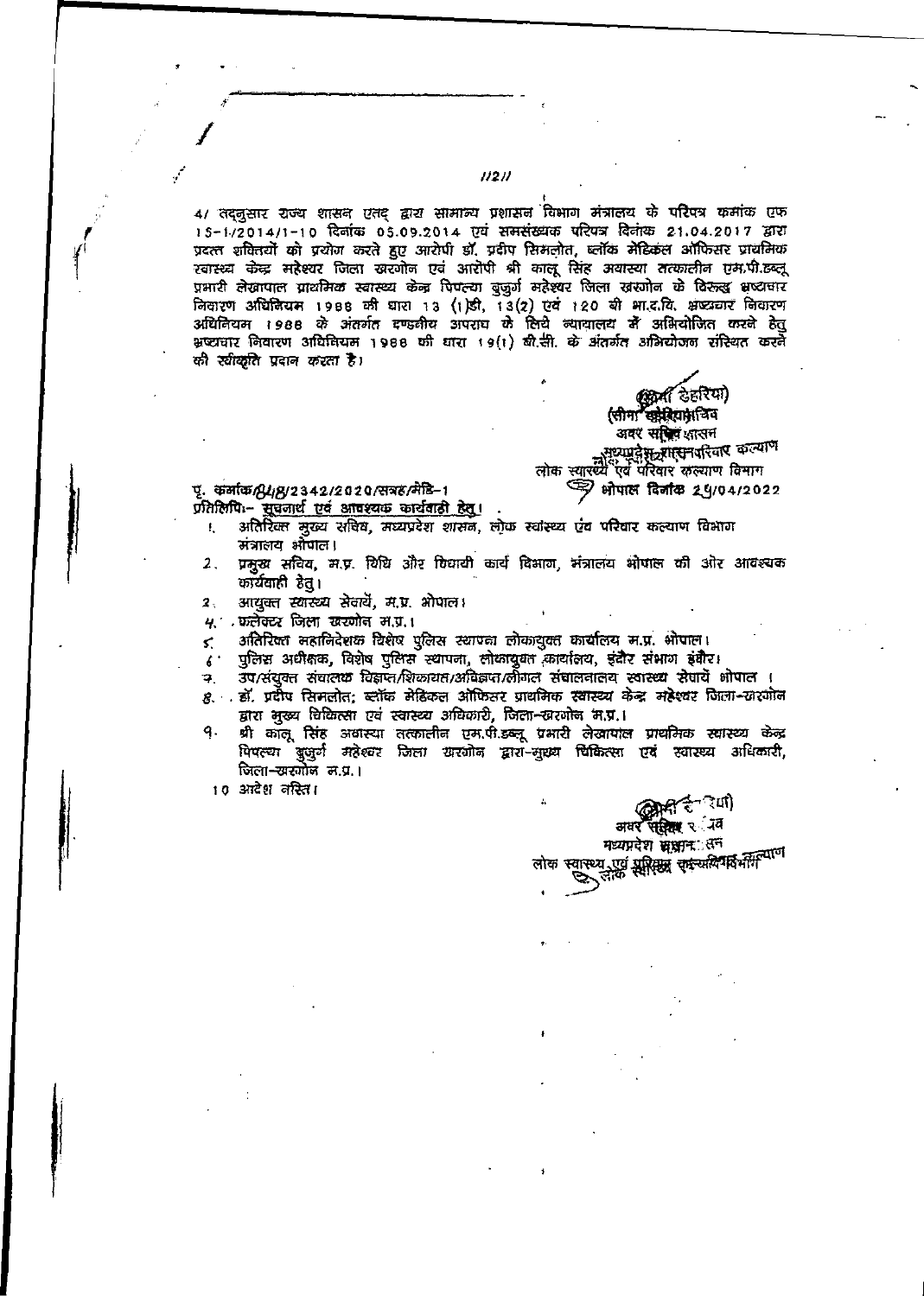4/ तदनुसार राज्य शासन एतद् द्वारा सामान्य प्रशासन विभाग मंत्रालय के परिपत्र क्रमांक एफ 15-1/2014/1-10 दिनांक 05.09.2014 एवं समसंख्यक परिपत्र दिनांक 21.04.2017 द्वारा प्रदत्त शक्तियों को प्रयोग करते हुए आरोपी डॉ. प्रदीप सिमलोत, ब्लॉक मेडिकल ऑफिसर प्राथमिक स्वास्थ्य केन्द्र महेश्वर जिला खरगोन एवं आरोपी श्री कालू सिंह अवास्या तत्कालीन एम.पी.डब्लू प्रभारी लेखापाल प्राथमिक स्वास्थ्य केन्द्र पिपल्या बुजुर्ग महेश्वर जिला खरगोन के विरूद्ध भ्रष्टाचार निवारण अधिनियम 1988 की धारा 13 (1)डी, 13(2) एवं 120 बी भा.द.वि. भ्रष्टाचार निवारण अधिनियम 1988 के अंतर्गत दण्डनीय अपराध के लिये न्यायालय में अभियोजित करने हेतु भ्रष्टाचार निवारण अधिनियम 1988 की धारा 19(1) बी.सी. के अंतर्गत अभियोजन संस्थित करने की स्वीकृति प्रदान करता है।

(सीमा डेहरिया)
अवर सचिव
मध्यप्रदेश शासन
लोक स्वास्थ्य एवं परिवार कल्याण विभाग

पृ. क्रमांक/8/8/2342/2020/सत्रह/मेडि-1 भोपाल दिनांक 25/04/2022

प्रतिलिपि:- सूचनार्थ एवं आवश्यक कार्यवाही हेतु।

1. अतिरिक्त मुख्य सचिव, मध्यप्रदेश शासन, लोक स्वास्थ्य एवं परिवार कल्याण विभाग मंत्रालय भोपाल।
2. प्रमुख सचिव, म.प्र. विधि और विधायी कार्य विभाग, मंत्रालय भोपाल की ओर आवश्यक कार्यवाही हेतु।
3. आयुक्त स्वास्थ्य सेवायें, म.प्र. भोपाल।
4. कलेक्टर जिला खरगोन म.प्र.।
5. अतिरिक्त महानिदेशक विशेष पुलिस स्थापना लोकायुक्त कार्यालय म.प्र. भोपाल।
6. पुलिस अधीक्षक, विशेष पुलिस स्थापना, लोकायुक्त कार्यालय, इंदौर संभाग इंदौर।
7. उप/संयुक्त संचालक विज्ञप्त/शिकायत/अविज्ञप्त/लीगल संचालनालय स्वास्थ्य सेवायें भोपाल।
8. डॉ. प्रदीप सिमलोत; ब्लॉक मेडिकल ऑफिसर प्राथमिक स्वास्थ्य केन्द्र महेश्वर जिला-खरगोन द्वारा मुख्य चिकित्सा एवं स्वास्थ्य अधिकारी, जिला-खरगोन म.प्र.।
9. श्री कालू सिंह अवास्या तत्कालीन एम.पी.डब्लू प्रभारी लेखापाल प्राथमिक स्वास्थ्य केन्द्र पिपल्या बुजुर्ग महेश्वर जिला खरगोन द्वारा-मुख्य चिकित्सा एवं स्वास्थ्य अधिकारी, जिला-खरगोन म.प्र.।
10. आदेश नस्ति।

(सीमा डेहरिया)
अवर सचिव
मध्यप्रदेश शासन
लोक स्वास्थ्य एवं परिवार कल्याण विभाग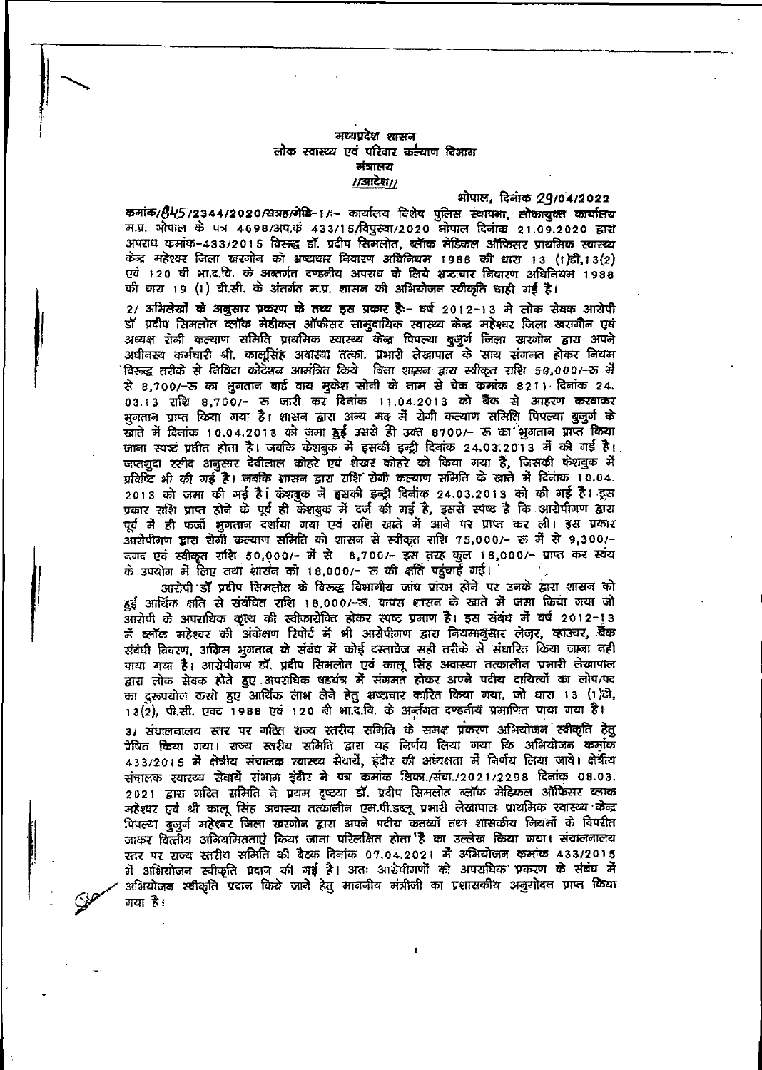**मध्यप्रदेश शासन**
**लोक स्वास्थ्य एवं परिवार कल्याण विभाग**
**मंत्रालय**
**//आदेश//**

भोपाल, दिनांक 29/04/2022

**क्रमांक/845/2344/2020/सत्रह/मेडि-1/:-** कार्यालय विशेष पुलिस स्थापना, लोकायुक्त कार्यालय म.प्र. भोपाल के पत्र 4698/अप.क्रं 433/15/विपुस्था/2020 भोपाल दिनांक 21.09.2020 द्वारा अपराध क्रमांक-433/2015 विरुद्ध डॉ. प्रदीप सिमलोत, ब्लॉक मेडिकल ऑफिसर प्राथमिक स्वास्थ्य केन्द्र महेश्वर जिला खरगोन को भ्रष्टाचार निवारण अधिनियम 1988 की धारा 13 (1)डी,13(2) एवं 120 बी भा.द.वि. के अन्तर्गत दण्डनीय अपराध के लिये भ्रष्टाचार निवारण अधिनियम 1988 की धारा 19 (1) बी.सी. के अंतर्गत म.प्र. शासन की अभियोजन स्वीकृति चाही गई है।

2/ **अभिलेखों के अनुसार प्रकरण के तथ्य इस प्रकार है:-** वर्ष 2012-13 मे लोक सेवक आरोपी डॉ. प्रदीप सिमलोत ब्लॉक मेडीकल ऑफीसर सामुदायिक स्वास्थ्य केन्द्र महेश्वर जिला खरगौन एवं अध्यक्ष रोगी कल्याण समिति प्राथमिक स्वास्थ्य केन्द्र पिपल्या बुजुर्ग जिला खरगोन द्वारा अपने अधीनस्थ कर्मचारी श्री. कालूसिंह अवास्या तत्का. प्रभारी लेखापाल के साथ संगमत होकर नियम विरुद्ध तरीके से निविदा कोटेशन आमंत्रित किये बिना शासन द्वारा स्वीकृत राशि 50,000/-रु में से 8,700/-रु का भुगतान बाई वाय मुकेश सोनी के नाम से चेक कमांक 8211 दिनांक 24.03.13 राशि 8,700/- रु जारी कर दिनांक 11.04.2013 को बैंक से आहरण करवाकर भुगतान प्राप्त किया गया है। शासन द्वारा अन्य मद में रोगी कल्याण समिति पिपल्या बुजुर्ग के खाते में दिनांक 10.04.2013 को जमा हुई उससे ही उक्त 8700/- रु का भुगतान प्राप्त किया जाना स्पष्ट प्रतीत होता है। जबकि केशबुक में इसकी इन्द्री दिनांक 24.03.2013 में की गई है। जप्तशुदा रसीद अनुसार देवीलाल कोहरे एवं शेखर कोहरे को किया गया है, जिसकी केशबुक में प्रविष्टि भी की गई है। जबकि शासन द्वारा राशि रोगी कल्याण समिति के खाते में दिनांक 10.04.2013 को जमा की गई है। केशबुक में इसकी इन्द्री दिनांक 24.03.2013 को की गई है। इस प्रकार राशि प्राप्त होने के पूर्व ही केशबुक में दर्ज की गई है, इससे स्पष्ट है कि आरोपीगण द्वारा पूर्व में ही फर्जी भुगतान दर्शाया गया एवं राशि खाते में आने पर प्राप्त कर ली। इस प्रकार आरोपीगण द्वारा रोगी कल्याण समिति को शासन से स्वीकृत राशि 75,000/- रु में से 9,300/- नगद एवं स्वीकृत राशि 50,000/- में से 8,700/- इस तरह कुल 18,000/- प्राप्त कर स्वयं के उपयोग में लिए तथा शासन को 18,000/- रु की क्षति पहुंचाई गई।

आरोपी डॉ प्रदीप सिमलोत के विरुद्ध विभागीय जांच प्रारंभ होने पर उनके द्वारा शासन को हुई आर्थिक क्षति से संबंधित राशि 18,000/-रु. वापस शासन के खाते में जमा किया गया जो आरोपी के अपराधिक कृत्य की स्वीकारोक्ति होकर स्पष्ट प्रमाण है। इस संबंध में वर्ष 2012-13 में ब्लॉक महेश्वर की अंकेक्षण रिपोर्ट में भी आरोपीगण द्वारा नियमानुसार लेजर, व्हाउचर, बैंक संबंधी विवरण, अग्रिम भुगतान के संबंध में कोई दस्तावेज सही तरीके से संधारित किया जाना नही पाया गया है। आरोपीगण डॉ. प्रदीप सिमलोत एवं कालू सिंह अवास्या तत्कालीन प्रभारी लेखापाल द्वारा लोक सेवक होते हुए अपराधिक षड्यंत्र में संगमत होकर अपने पदीय दायित्वों का लोप/पद का दुरुपयोग करते हुए आर्थिक लाभ लेने हेतु भ्रष्टाचार कारित किया गया, जो धारा 13 (1)डी, 13(2), पी.सी. एक्ट 1988 एवं 120 बी भा.द.वि. के अर्न्तगत दण्डनीय प्रमाणित पाया गया है।

3/ संचालनालय स्तर पर गठित राज्य स्तरीय समिति के समक्ष प्रकरण अभियोजन स्वीकृति हेतु प्रेषित किया गया। राज्य स्तरीय समिति द्वारा यह निर्णय लिया गया कि अभियोजन कमांक 433/2015 में क्षेत्रीय संचालक स्वास्थ्य सेवायें, इंदौर की अध्यक्षता में निर्णय लिया जाये। क्षेत्रीय संचालक स्वास्थ्य सेवायें संभाग इंदौर ने पत्र कमांक शिका./संचा./2021/2298 दिनांक 08.03.2021 द्वारा गठित समिति ने प्रथम दृष्ट्या डॉ. प्रदीप सिमलोत ब्लॉक मेडिकल ऑफिसर ब्लाक महेश्वर एवं श्री कालू सिंह अवास्या तत्कालीन एम.पी.डब्लू प्रभारी लेखापाल प्राथमिक स्वास्थ्य केन्द्र पिपल्या बुजुर्ग महेश्वर जिला खरगोन द्वारा अपने पदीय कर्तव्यों तथा शासकीय नियमों के विपरीत जाकर वित्तीय अनियमितताएं किया जाना परिलक्षित होता है का उल्लेख किया गया। संचालनालय स्तर पर राज्य स्तरीय समिति की बैठक दिनांक 07.04.2021 में अभियोजन कमांक 433/2015 में अभियोजन स्वीकृति प्रदान की गई है। अतः आरोपीगणों को अपराधिक प्रकरण के संबंध में अभियोजन स्वीकृति प्रदान किये जाने हेतु माननीय मंत्रीजी का प्रशासकीय अनुमोदन प्राप्त किया गया है।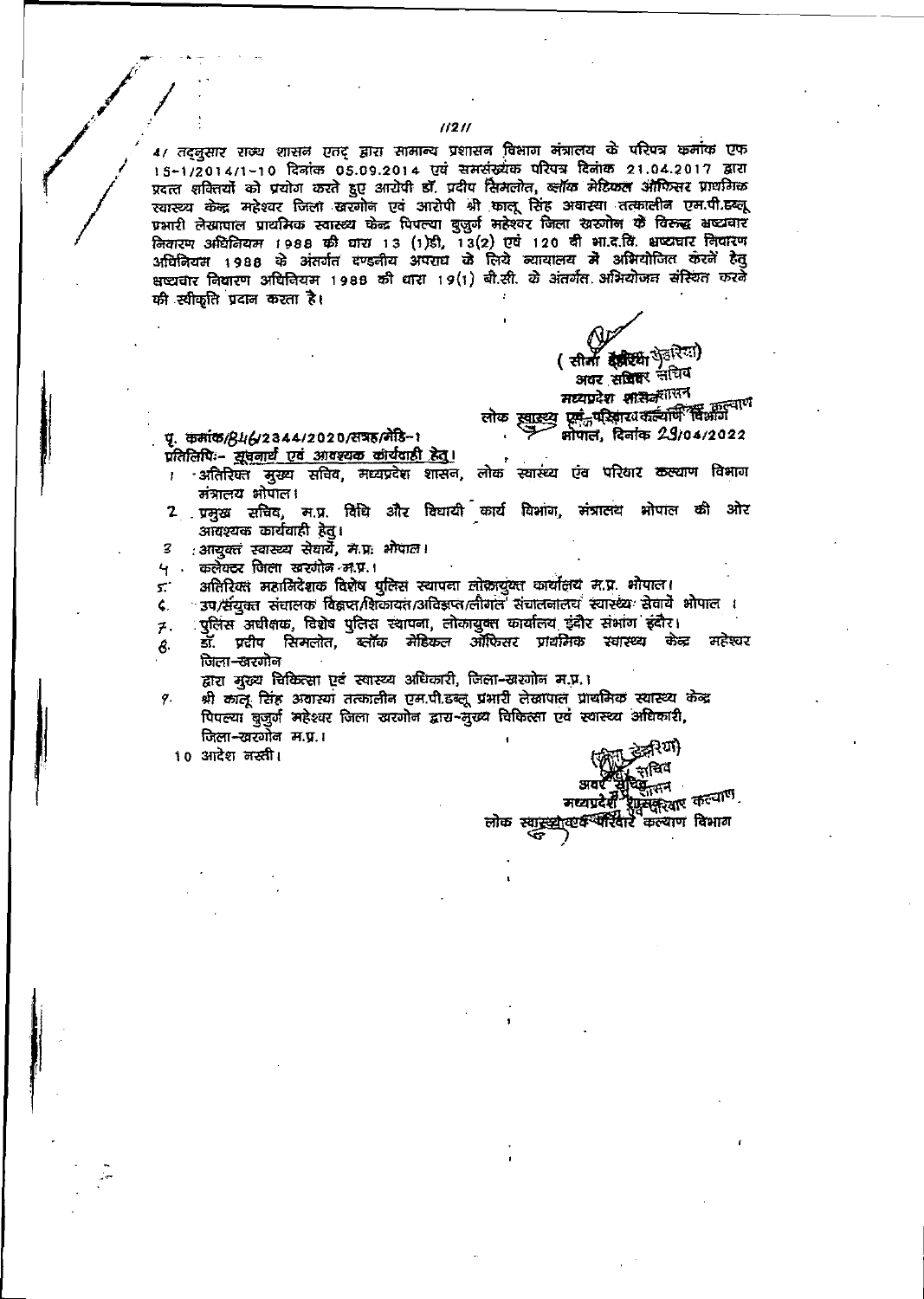4/ तद्नुसार राज्य शासन एतद् द्वारा सामान्य प्रशासन विभाग मंत्रालय के परिपत्र क्रमांक एफ 15-1/2014/1-10 दिनांक 05.09.2014 एवं समसंख्यक परिपत्र दिनांक 21.04.2017 द्वारा प्रदत्त शक्तियों को प्रयोग करते हुए आरोपी डॉ. प्रदीप सिमलोत, ब्लॉक मेडिकल ऑफिसर प्राथमिक स्वास्थ्य केन्द्र महेश्वर जिला खरगोन एवं आरोपी श्री कालू सिंह अवास्या तत्कालीन एम.पी.डब्लू प्रभारी लेखापाल प्राथमिक स्वास्थ्य केन्द्र पिपल्या बुजुर्ग महेश्वर जिला खरगोन के विरुद्ध भ्रष्टाचार निवारण अधिनियम 1988 की धारा 13 (1)डी, 13(2) एवं 120 बी भा.द.वि. भ्रष्टाचार निवारण अधिनियम 1988 के अंतर्गत दण्डनीय अपराध के लिये न्यायालय में अभियोजित करनें हेतु भ्रष्टाचार निवारण अधिनियम 1988 की धारा 19(1) बी.सी. के अंतर्गत अभियोजन संस्थित करने की स्वीकृति प्रदान करता है।

( सीमा डेहरिया)
अवर सचिव
मध्यप्रदेश शासन
लोक स्वास्थ्य एवं परिवार कल्याण विभाग
भोपाल, दिनांक 29/04/2022

पृ. क्रमांक/846/2344/2020/सत्रह/मेडि-1

प्रतिलिपिः- *सूचनार्थ एवं आवश्यक कार्यवाही हेतु।*

1. अतिरिक्त मुख्य सचिव, मध्यप्रदेश शासन, लोक स्वास्थ्य एंव परिवार कल्याण विभाग मंत्रालय भोपाल।
2. प्रमुख सचिव, म.प्र. विधि और विधायी कार्य विभाग, मंत्रालय भोपाल की ओर आवश्यक कार्यवाही हेतु।
3. आयुक्त स्वास्थ्य सेवायें, म.प्र. भोपाल।
4. कलेक्टर जिला खरगोन म.प्र.।
5. अतिरिक्त महानिदेशक विशेष पुलिस स्थापना लोकायुक्त कार्यालय म.प्र. भोपाल।
6. उप/संयुक्त संचालक विज्ञप्त/शिकायत/अविज्ञप्त/लीगल संचालनालय स्वास्थ्य सेवायें भोपाल।
7. पुलिस अधीक्षक, विशेष पुलिस स्थापना, लोकायुक्त कार्यालय इंदौर संभाग इंदौर।
8. डॉ. प्रदीप सिमलोत, ब्लॉक मेडिकल ऑफिसर प्राथमिक स्वास्थ्य केन्द्र महेश्वर जिला-खरगोन द्वारा मुख्य चिकित्सा एवं स्वास्थ्य अधिकारी, जिला-खरगोन म.प्र.।
9. श्री कालू सिंह अवास्या तत्कालीन एम.पी.डब्लू प्रभारी लेखापाल प्राथमिक स्वास्थ्य केन्द्र पिपल्या बुजुर्ग महेश्वर जिला खरगोन द्वारा-मुख्य चिकित्सा एवं स्वास्थ्य अधिकारी, जिला-खरगोन म.प्र.।
10. आदेश नस्ती।

(सीमा डेहरिया)
अवर सचिव
मध्यप्रदेश शासन
लोक स्वास्थ्य एवं परिवार कल्याण विभाग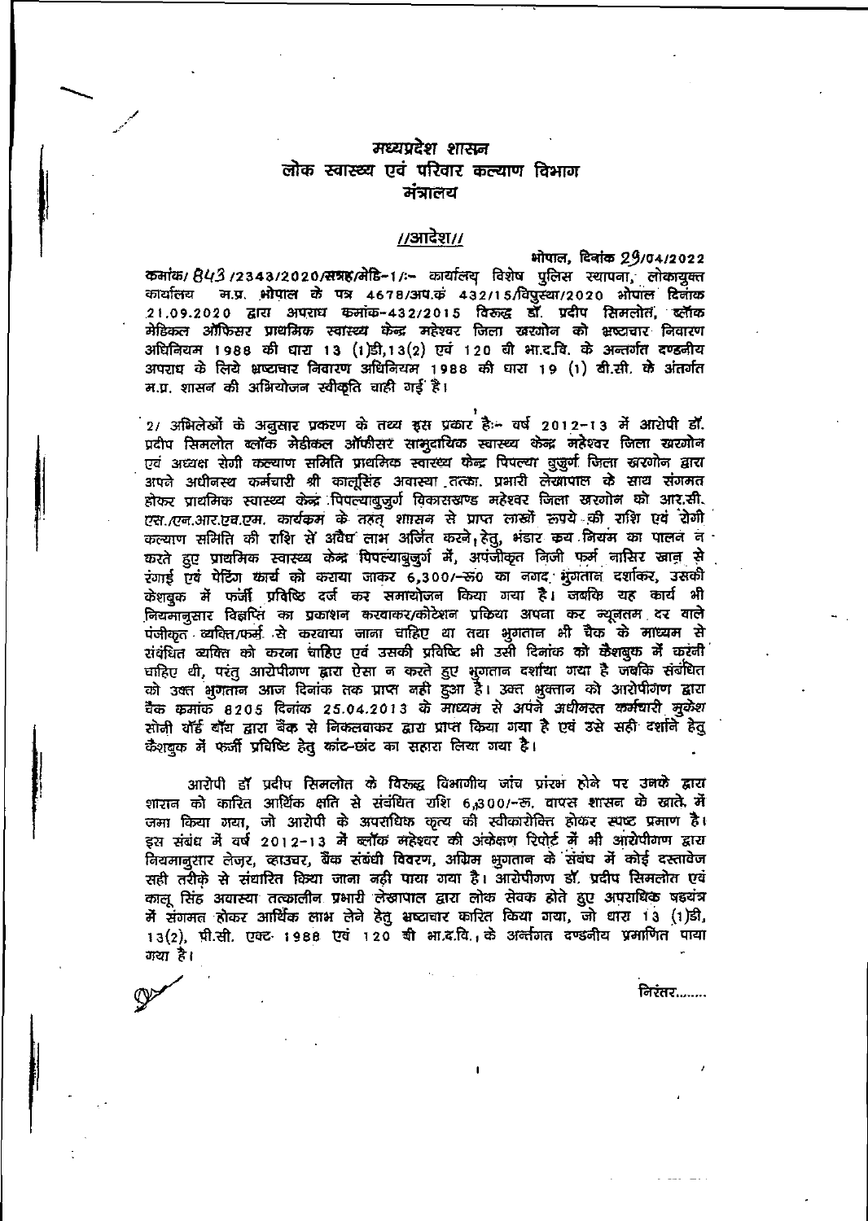# मध्यप्रदेश शासन
## लोक स्वास्थ्य एवं परिवार कल्याण विभाग
### मंत्रालय

**//आदेश//**

भोपाल, दिनांक 29/04/2022

क्रमांक/ 843 /2343/2020/सत्रह/मेडि-1/:- कार्यालय विशेष पुलिस स्थापना, लोकायुक्त कार्यालय म.प्र. भोपाल के पत्र 4678/अप.क्रं 432/15/विपुस्था/2020 भोपाल दिनांक 21.09.2020 द्वारा अपराध क्रमांक-432/2015 विरुद्ध डॉ. प्रदीप सिमलोत, ब्लॉक मेडिकल ऑफिसर प्राथमिक स्वास्थ्य केन्द्र महेश्वर जिला खरगोन को भ्रष्टाचार निवारण अधिनियम 1988 की धारा 13 (1)डी,13(2) एवं 120 बी भा.द.वि. के अन्तर्गत दण्डनीय अपराध के लिये भ्रष्टाचार निवारण अधिनियम 1988 की धारा 19 (1) डी.सी. के अंतर्गत म.प्र. शासन की अभियोजन स्वीकृति चाही गई है।

2/ अभिलेखों के अनुसार प्रकरण के तथ्य इस प्रकार है:- वर्ष 2012-13 में आरोपी डॉ. प्रदीप सिमलोत ब्लॉक मेडीकल ऑफीसर सामुदायिक स्वास्थ्य केन्द्र महेश्वर जिला खरगोन एवं अध्यक्ष रोगी कल्याण समिति प्राथमिक स्वास्थ्य केन्द्र पिपल्या बुजुर्ग जिला खरगोन द्वारा अपने अधीनस्थ कर्मचारी श्री कालूसिंह अवास्या तत्का. प्रभारी लेखापाल के साथ संगमत होकर प्राथमिक स्वास्थ्य केन्द्र पिपल्याबुजुर्ग विकासखण्ड महेश्वर जिला खरगोन को आर.सी. एस./एन.आर.एच.एम. कार्यक्रम के तहत् शासन से प्राप्त लाखों रूपये की राशि एवं रोगी कल्याण समिति की राशि से अवैध लाभ अर्जित करने हेतु, भंडार क्रय नियम का पालन न करते हुए प्राथमिक स्वास्थ्य केन्द्र पिपल्याबुजुर्ग में, अपंजीकृत निजी फर्म नासिर खान से रंगाई एवं पेंटिंग कार्य को कराया जाकर 6,300/-रू0 का नगद भुगतान दर्शाकर, उसकी केशबुक में फर्जी प्रविष्टि दर्ज कर समायोजन किया गया है। जबकि यह कार्य भी नियमानुसार विज्ञप्ति का प्रकाशन करवाकर/कोटेशन प्रकिया अपना कर न्यूनतम दर वाले पंजीकृत व्यक्ति/फर्म से करवाया जाना चाहिए था तथा भुगतान भी चैक के माध्यम से संबंधित व्यक्ति को करना चाहिए एवं उसकी प्रविष्टि भी उसी दिनांक को कैशबुक में करनी चाहिए थी, परंतु आरोपीगण द्वारा ऐसा न करते हुए भुगतान दर्शाया गया है जबकि संबंधित को उक्त भुगतान आज दिनांक तक प्राप्त नही हुआ है। उक्त भुगतान को आरोपीगण द्वारा चैक क्रमांक 8205 दिनांक 25.04.2013 के माध्यम से अपने अधीनस्त कर्मचारी मुकेश सोनी वॉर्ड बॉय द्वारा बैंक से निकलवाकर द्वारा प्राप्त किया गया है एवं उसे सही दर्शाने हेतु कैशबुक में फर्जी प्रविष्टि हेतु कांट-छांट का सहारा लिया गया है।

आरोपी डॉ प्रदीप सिमलोत के विरूद्ध विभागीय जांच प्रारंभ होने पर उनके द्वारा शासन को कारित आर्थिक क्षति से संबंधित राशि 6,300/-रू. वापस शासन के खाते में जमा किया गया, जो आरोपी के अपराधिक कृत्य की स्वीकारोक्ति होकर स्पष्ट प्रमाण है। इस संबंध में वर्ष 2012-13 में ब्लॉक महेश्वर की अंकेक्षण रिपोर्ट में भी आरोपीगण द्वारा नियमानुसार लेजर, व्हाउचर, बैंक संबंधी विवरण, अग्रिम भुगतान के संबंध में कोई दस्तावेज सही तरीके से संधारित किया जाना नही पाया गया है। आरोपीगण डॉ. प्रदीप सिमलोत एवं कालू सिंह अवास्या तत्कालीन प्रभारी लेखापाल द्वारा लोक सेवक होते हुए अपराधिक षडयंत्र में संगमत होकर आर्थिक लाभ लेने हेतु भ्रष्टाचार कारित किया गया, जो धारा 13 (1)डी, 13(2), पी.सी. एक्ट 1988 एवं 120 बी भा.द.वि., के अन्तर्गत दण्डनीय प्रमाणित पाया गया है।

निरंतर.......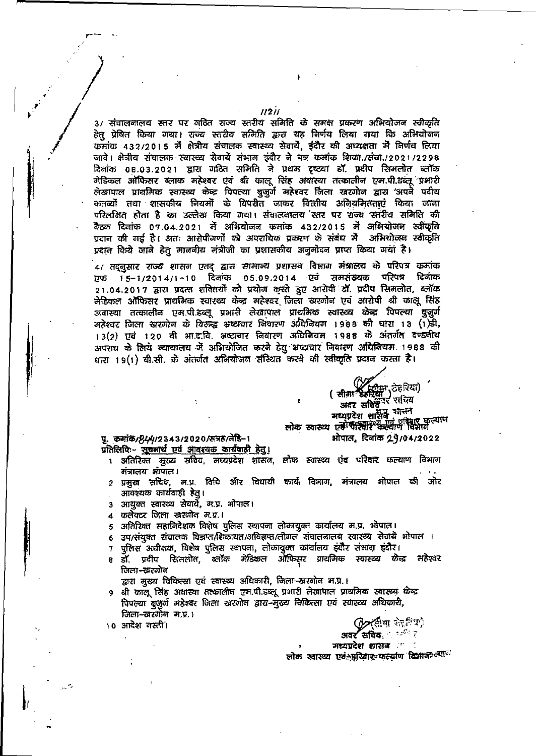3/ संचालनालय स्तर पर गठित राज्य स्तरीय समिति के समक्ष प्रकरण अभियोजन स्वीकृति हेतु प्रेषित किया गया। राज्य स्तरीय समिति द्वारा यह निर्णय लिया गया कि अभियोजन क्रमांक 432/2015 में क्षेत्रीय संचालक स्वास्थ्य सेवायें, इंदौर की अध्यक्षता में निर्णय लिया जावे। क्षेत्रीय संचालक स्वास्थ्य सेवायें संभाग इंदौर ने पत्र क्रमांक शिका./संचा./2021/2298 दिनांक 08.03.2021 द्वारा गठित समिति ने प्रथम दृष्टया डॉ. प्रदीप सिमलोत ब्लॉक मेडिकल ऑफिसर ब्लाक महेश्वर एवं श्री कालू सिंह अवास्या तत्कालीन एम.पी.डब्लू. प्रभारी लेखापाल प्राथमिक स्वास्थ्य केन्द्र पिपल्या बुजुर्ग महेश्वर जिला खरगोन द्वारा अपने पदीय कर्तव्यों तथा शासकीय नियमों के विपरीत जाकर वित्तीय अनियमितताएं किया जाना परिलक्षित होता है का उल्लेख किया गया। संचालनालय स्तर पर राज्य स्तरीय समिति की बैठक दिनांक 07.04.2021 में अभियोजन क्रमांक 432/2015 में अभियोजन स्वीकृति प्रदान की गई है। अतः आरोपीगणों को अपराधिक प्रकरण के संबंध में अभियोजन स्वीकृति प्रदान किये जाने हेतु माननीय मंत्रीजी का प्रशासकीय अनुमोदन प्राप्त किया गया है।

4/ तद्नुसार राज्य शासन एतद् द्वारा सामान्य प्रशासन विभाग मंत्रालय के परिपत्र क्रमांक एफ 15-1/2014/1-10 दिनांक 05.09.2014 एवं समसंख्यक परिपत्र दिनांक 21.04.2017 द्वारा प्रदत्त शक्तियों को प्रयोग करते हुए आरोपी डॉ. प्रदीप सिमलोत, ब्लॉक मेडिकल ऑफिसर प्राथमिक स्वास्थ्य केन्द्र महेश्वर जिला खरगोन एवं आरोपी श्री कालू सिंह अवास्या तत्कालीन एम.पी.डब्लू. प्रभारी लेखापाल प्राथमिक स्वास्थ्य केन्द्र पिपल्या बुजुर्ग महेश्वर जिला खरगोन के विरूद्ध भ्रष्टाचार निवारण अधिनियम 1988 की धारा 13 (1)डी, 13(2) एवं 120 बी भा.द.वि. भ्रष्टाचार निवारण अधिनियम 1988 के अंतर्गत दण्डनीय अपराध के लिये न्यायालय में अभियोजित करने हेतु भ्रष्टाचार निवारण अधिनियम 1988 की धारा 19(1) बी.सी. के अंतर्गत अभियोजन संस्थित करने की स्वीकृति प्रदान करता है।

(सीमा डेहरिया)
अवर सचिव
मध्यप्रदेश शासन
लोक स्वास्थ्य एवं परिवार कल्याण विभाग

पृ. क्रमांक/844/2343/2020/सत्रह/मेडि-1
भोपाल, दिनांक 29/04/2022

प्रतिलिपि:- सूचनार्थ एवं आवश्यक कार्यवाही हेतु।

1. अतिरिक्त मुख्य सचिव, मध्यप्रदेश शासन, लोक स्वास्थ्य एवं परिवार कल्याण विभाग मंत्रालय भोपाल।
2. प्रमुख सचिव, म.प्र. विधि और विधायी कार्य विभाग, मंत्रालय भोपाल की ओर आवश्यक कार्यवाही हेतु।
3. आयुक्त स्वास्थ्य सेवायें, म.प्र. भोपाल।
4. कलेक्टर जिला खरगोन म.प्र.।
5. अतिरिक्त महानिदेशक विशेष पुलिस स्थापना लोकायुक्त कार्यालय म.प्र. भोपाल।
6. उप/संयुक्त संचालक विज्ञप्त/शिकायत/अविज्ञप्त/लीगल संचालनालय स्वास्थ्य सेवायें भोपाल।
7. पुलिस अधीक्षक, विशेष पुलिस स्थापना, लोकायुक्त कार्यालय इंदौर संभाग इंदौर।
8. डॉ. प्रदीप सिमलोत, ब्लॉक मेडिकल ऑफिसर प्राथमिक स्वास्थ्य केन्द्र महेश्वर जिला-खरगोन
   द्वारा मुख्य चिकित्सा एवं स्वास्थ्य अधिकारी, जिला-खरगोन म.प्र.।
9. श्री कालू सिंह अवास्या तत्कालीन एम.पी.डब्लू प्रभारी लेखापाल प्राथमिक स्वास्थ्य केन्द्र पिपल्या बुजुर्ग महेश्वर जिला खरगोन द्वारा-मुख्य चिकित्सा एवं स्वास्थ्य अधिकारी, जिला-खरगोन म.प्र.।
10. आदेश नस्ती।

(सीमा डेहरिया)
अवर सचिव,
मध्यप्रदेश शासन
लोक स्वास्थ्य एवं परिवार कल्याण विभाग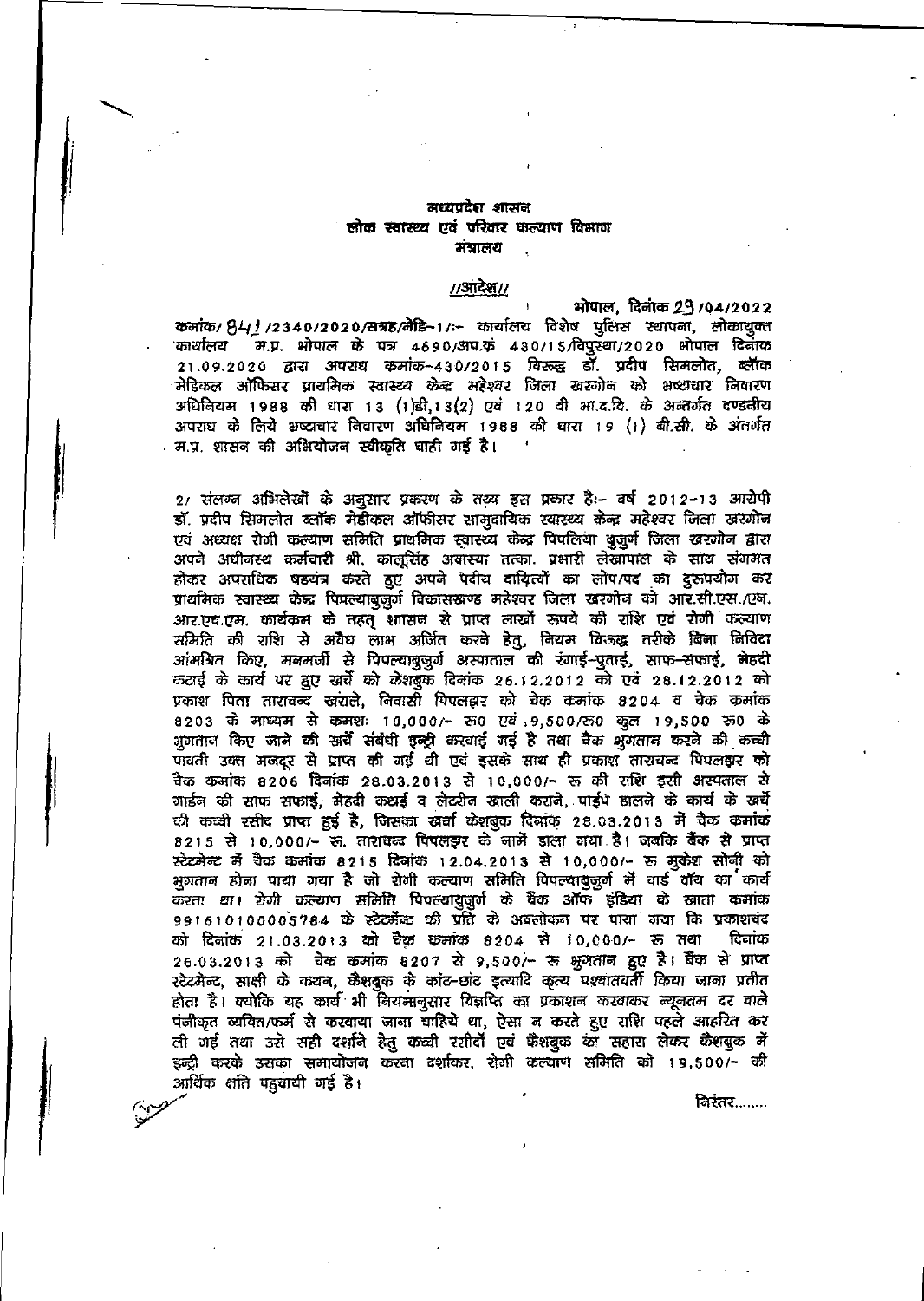मध्यप्रदेश शासन
लोक स्वास्थ्य एवं परिवार कल्याण विभाग
मंत्रालय

**//आदेश//**

भोपाल, दिनांक 29/04/2022

क्रमांक/ 841/2340/2020/सत्रह/मेडि-1/:- कार्यालय विशेष पुलिस स्थापना, लोकायुक्त कार्यालय म.प्र. भोपाल के पत्र 4690/अप.क्र. 430/15/विपुस्था/2020 भोपाल दिनांक 21.09.2020 द्वारा अपराध क्रमांक-430/2015 विरूद्ध डॉ. प्रदीप सिमलोत, ब्लॉक मेडिकल ऑफिसर प्राथमिक स्वास्थ्य केन्द्र महेश्वर जिला खरगोन को भ्रष्टाचार निवारण अधिनियम 1988 की धारा 13 (1)डी,13(2) एवं 120 बी भा.द.वि. के अन्तर्गत दण्डनीय अपराध के लिये भ्रष्टाचार निवारण अधिनियम 1988 की धारा 19 (1) बी.सी. के अंतर्गत म.प्र. शासन की अभियोजन स्वीकृति चाही गई है।

2/ संलग्न अभिलेखों के अनुसार प्रकरण के तथ्य इस प्रकार है:- वर्ष 2012-13 आरोपी डॉ. प्रदीप सिमलोत ब्लॉक मेडीकल ऑफीसर सामुदायिक स्वास्थ्य केन्द्र महेश्वर जिला खरगोन एवं अध्यक्ष रोगी कल्याण समिति प्राथमिक स्वास्थ्य केन्द्र पिपलिया बुजुर्ग जिला खरगोन द्वारा अपने अधीनस्थ कर्मचारी श्री. कालूसिंह अवास्या तत्का. प्रभारी लेखापाल के साथ संगमत होकर अपराधिक षड़यंत्र करते हुए अपने पदीय दायित्वों का लोप/पद का दुरूपयोग कर प्राथमिक स्वास्थ्य केन्द्र पिपल्याबुजुर्ग विकासखण्ड महेश्वर जिला खरगोन को आर.सी.एस./एन. आर.एच.एम. कार्यकम के तहत् शासन से प्राप्त लाखों रूपये की राशि एवं रोगी कल्याण समिति की राशि से अवैध लाभ अर्जित करने हेतु, नियम विरूद्ध तरीके बिना निविदा आंमत्रित किए, मनमर्जी से पिपल्याबुजुर्ग अस्पताल की रंगाई-पुताई, साफ-सफाई, मेहदी कटाई के कार्य पर हुए खर्चे को केशबुक दिनांक 26.12.2012 को एवं 28.12.2012 को प्रकाश पिता ताराचन्द खराले, निवासी पिपलझर को चेक क्रमांक 8204 व चेक क्रमांक 8203 के माध्यम से कमशः 10,000/- रु0 एवं 9,500/रु0 कुल 19,500 रु0 के भुगतान किए जाने की खर्चे संबंधी इन्ट्री करवाई गई है तथा चैक भुगतान करने की कच्ची पावती उक्त मजदूर से प्राप्त की गई थी एवं इसके साथ ही प्रकाश ताराचन्द पिपलझर को चैक कमांक 8206 दिनांक 28.03.2013 से 10,000/- रु की राशि इसी अस्पताल से गार्डन की साफ सफाई, मेहदी कटाई व लेट्रीन खाली कराने, पाईप डालने के कार्य के खर्चे की कच्ची रसीद प्राप्त हुई है, जिसका खर्चा केशबुक दिनांक 28.03.2013 में चैक कमांक 8215 से 10,000/- रु. ताराचन्द पिपलझर के नामें डाला गया है। जबकि बैंक से प्राप्त स्टेटमेन्ट में चैक कमांक 8215 दिनांक 12.04.2013 से 10,000/- रु मुकेश सोनी को भुगतान होना पाया गया है जो रोगी कल्याण समिति पिपल्याबुजुर्ग में वार्ड बॉय का कार्य करता था। रोगी कल्याण समिति पिपल्याबुजुर्ग के बैंक ऑफ इंडिया के खाता कमांक 991610100005784 के स्टेटमेंन्ट की प्रति के अवलोकन पर पाया गया कि प्रकाशचंद को दिनांक 21.03.2013 को चैक कमांक 8204 से 10,000/- रु तथा दिनांक 26.03.2013 को चेक कमांक 8207 से 9,500/- रु भुगतान हुए है। बैंक से प्राप्त स्टेटमैन्ट, साक्षी के कथन, कैशबुक के कांट-छांट इत्यादि कृत्य पश्चातवर्ती किया जाना प्रतीत होता है। क्योंकि यह कार्य भी नियमानुसार विज्ञप्ति का प्रकाशन करवाकर न्यूनतम दर वाले पंजीकृत व्यक्ति/फर्म से करवाया जाना चाहिये था, ऐसा न करते हुए राशि पहले आहरित कर ली गई तथा उसे सही दर्शाने हेतु कच्ची रसीदों एवं कैशबुक का सहारा लेकर कैशबुक में इन्ट्री करके उसका समायोजन करना दर्शाकर, रोगी कल्याण समिति को 19,500/- की आर्थिक क्षति पहुंचायी गई है।

निरंतर........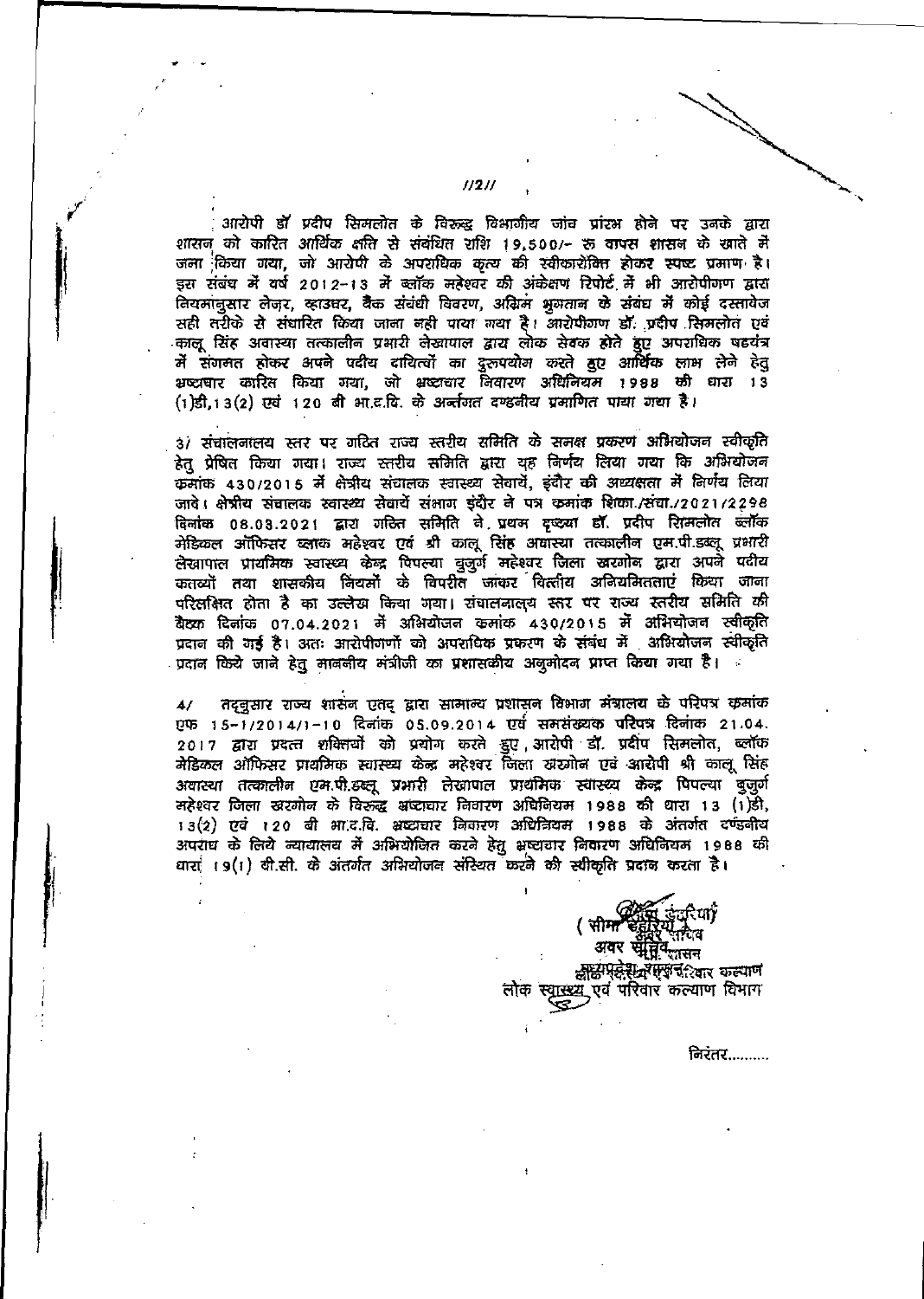आरोपी डॉ प्रदीप सिमलोत के विरूद्ध विभागीय जांच प्रारंभ होने पर उनके द्वारा शासन को कारित आर्थिक क्षति से संबंधित राशि 19,500/- रु वापस शासन के खाते में जमा किया गया, जो आरोपी के अपराधिक कृत्य की स्वीकारोक्ति होकर स्पष्ट प्रमाण है। इस संबंध में वर्ष 2012-13 में ब्लॉक महेश्वर की अंकेक्षण रिपोर्ट में भी आरोपीगण द्वारा नियमानुसार लेजर, व्हाउचर, बैंक संबंधी विवरण, अग्रिम भुगतान के संबंध में कोई दस्तावेज सही तरीके से संधारित किया जाना नही पाया गया है। आरोपीगण डॉ. प्रदीप सिमलोत एवं कालू सिंह अवास्या तत्कालीन प्रभारी लेखापाल द्वारा लोक सेवक होते हुए अपराधिक षडयंत्र में संगमत होकर अपने पदीय दायित्वों का दुरूपयोग करते हुए आर्थिक लाभ लेने हेतु भ्रष्टाचार कारित किया गया, जो भ्रष्टाचार निवारण अधिनियम 1988 की धारा 13 (1)डी,13(2) एवं 120 बी भा.द.वि. के अन्तर्गत दण्डनीय प्रमाणित पाया गया है।

3/ संचालनालय स्तर पर गठित राज्य स्तरीय समिति के समक्ष प्रकरण अभियोजन स्वीकृति हेतु प्रेषित किया गया। राज्य स्तरीय समिति द्वारा यह निर्णय लिया गया कि अभियोजन क्रमांक 430/2015 में क्षेत्रीय संचालक स्वास्थ्य सेवायें, इंदौर की अध्यक्षता में निर्णय लिया जावे। क्षेत्रीय संचालक स्वास्थ्य सेवायें संभाग इंदौर ने पत्र क्रमांक शिका./संचा./2021/2298 दिनांक 08.03.2021 द्वारा गठित समिति ने प्रथम दृष्ट्या डॉ. प्रदीप सिमलोत ब्लॉक मेडिकल ऑफिसर ब्लाक महेश्वर एवं श्री कालू सिंह अवास्या तत्कालीन एम.पी.डब्लू. प्रभारी लेखापाल प्राथमिक स्वास्थ्य केन्द्र पिपल्या बुजुर्ग महेश्वर जिला खरगोन द्वारा अपने पदीय कर्तव्यों तथा शासकीय नियमों के विपरीत जाकर वित्तीय अनियमितताएं किया जाना परिलक्षित होता है का उल्लेख किया गया। संचालनालय स्तर पर राज्य स्तरीय समिति की बैठक दिनांक 07.04.2021 में अभियोजन क्रमांक 430/2015 में अभियोजन स्वीकृति प्रदान की गई है। अतः आरोपीगणों को अपराधिक प्रकरण के संबंध में अभियोजन स्वीकृति प्रदान किये जाने हेतु माननीय मंत्रीजी का प्रशासकीय अनुमोदन प्राप्त किया गया है।

4/ तद्नुसार राज्य शासन एतद् द्वारा सामान्य प्रशासन विभाग मंत्रालय के परिपत्र क्रमांक एफ 15-1/2014/1-10 दिनांक 05.09.2014 एवं समसंख्यक परिपत्र दिनांक 21.04.2017 द्वारा प्रदत्त शक्तियों को प्रयोग करते हुए, आरोपी डॉ. प्रदीप सिमलोत, ब्लॉक मेडिकल ऑफिसर प्राथमिक स्वास्थ्य केन्द्र महेश्वर जिला खरगोन एवं आरोपी श्री कालू सिंह अवास्या तत्कालीन एम.पी.डब्लू. प्रभारी लेखापाल प्राथमिक स्वास्थ्य केन्द्र पिपल्या बुजुर्ग महेश्वर जिला खरगोन के विरूद्ध भ्रष्टाचार निवारण अधिनियम 1988 की धारा 13 (1)डी, 13(2) एवं 120 बी भा.द.वि. भ्रष्टाचार निवारण अधिनियम 1988 के अंतर्गत दण्डनीय अपराध के लिये न्यायालय में अभियोजित करने हेतु भ्रष्टाचार निवारण अधिनियम 1988 की धारा 19(1) बी.सी. के अंतर्गत अभियोजन संस्थित करने की स्वीकृति प्रदान करता है।

( सीमा डहरिया )
अवर सचिव
म.प्र. शासन
लोक स्वास्थ्य एवं परिवार कल्याण विभाग

निरंतर.........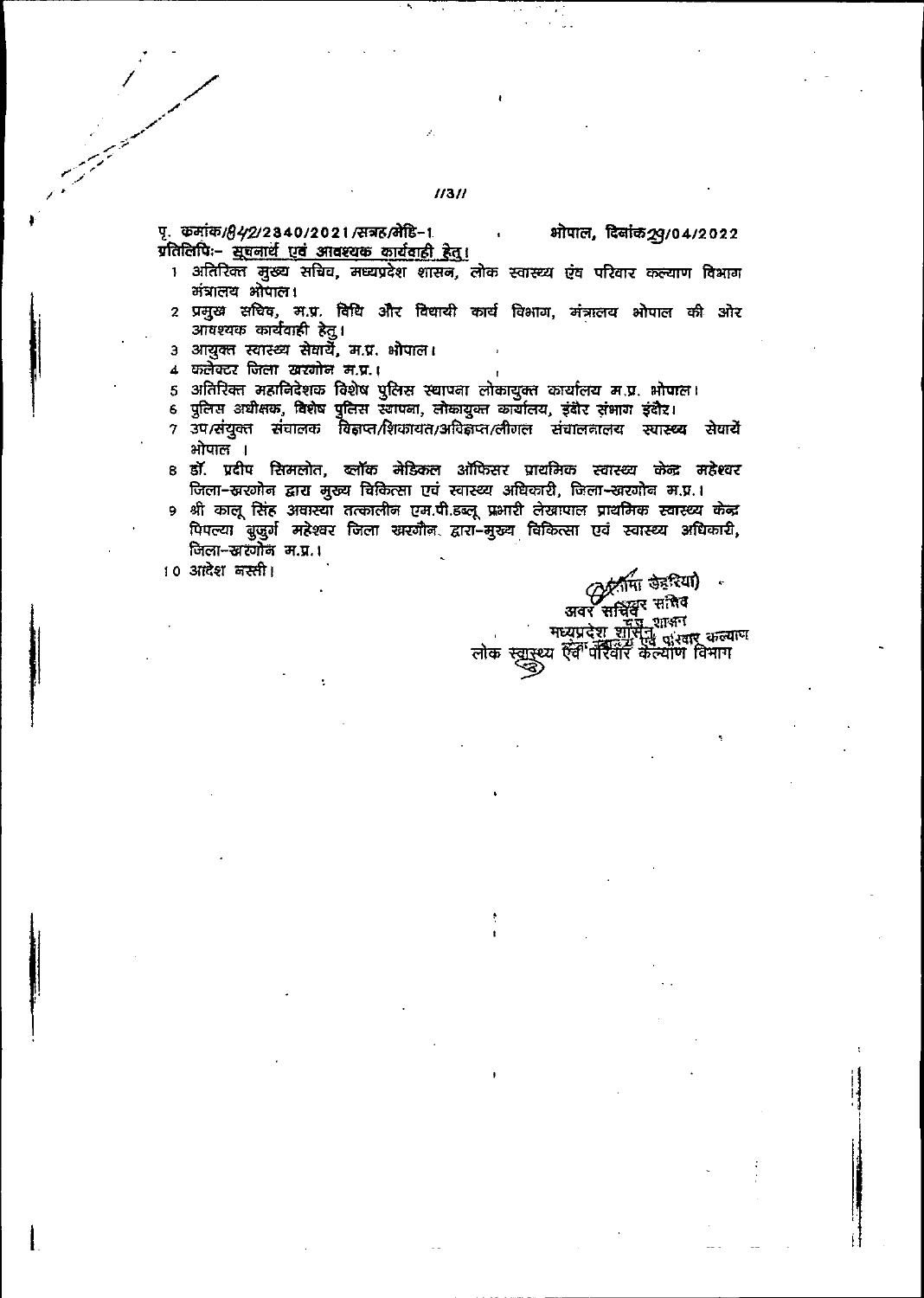//3//

पृ. क्रमांक/842/2340/2021/सत्रह/मेडि-1 भोपाल, दिनांक29/04/2022

प्रतिलिपिः- सूचनार्थ एवं आवश्यक कार्यवाही हेतु।

1. अतिरिक्त मुख्य सचिव, मध्यप्रदेश शासन, लोक स्वास्थ्य एवं परिवार कल्याण विभाग मंत्रालय भोपाल।
2. प्रमुख सचिव, म.प्र. विधि और विधायी कार्य विभाग, मंत्रालय भोपाल की ओर आवश्यक कार्यवाही हेतु।
3. आयुक्त स्वास्थ्य सेवायें, म.प्र. भोपाल।
4. कलेक्टर जिला खरगोन म.प्र.।
5. अतिरिक्त महानिदेशक विशेष पुलिस स्थापना लोकायुक्त कार्यालय म.प्र. भोपाल।
6. पुलिस अधीक्षक, विशेष पुलिस स्थापना, लोकायुक्त कार्यालय, इंदौर संभाग इंदौर।
7. उप/संयुक्त संचालक विज्ञप्त/शिकायत/अविज्ञप्त/लीगल संचालनालय स्वास्थ्य सेवायें भोपाल।
8. डॉ. प्रदीप सिमलोत, ब्लॉक मेडिकल ऑफिसर प्राथमिक स्वास्थ्य केन्द्र महेश्वर जिला-खरगोन द्वारा मुख्य चिकित्सा एवं स्वास्थ्य अधिकारी, जिला-खरगोन म.प्र.।
9. श्री कालू सिंह अवास्या तत्कालीन एम.पी.डब्लू. प्रभारी लेखापाल प्राथमिक स्वास्थ्य केन्द्र पिपल्या बुजुर्ग महेश्वर जिला खरगौन. द्वारा-मुख्य चिकित्सा एवं स्वास्थ्य अधिकारी, जिला-खरगोन म.प्र.।
10. आदेश नस्ती।

(सीमा डेहरिया)
अवर सचिव
मध्यप्रदेश शासन,
लोक स्वास्थ्य एवं परिवार कल्याण विभाग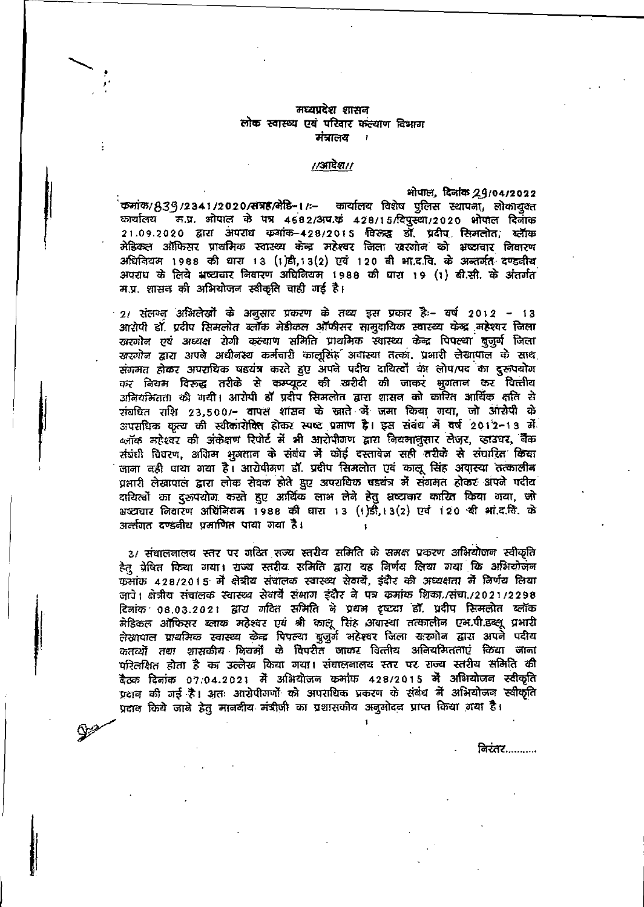मध्यप्रदेश शासन
लोक स्वास्थ्य एवं परिवार कल्याण विभाग
मंत्रालय

//आदेश//

भोपाल, दिनांक 29/04/2022

क्रमांक/839/2341/2020/सत्रह/मेडि-1/:- कार्यालय विशेष पुलिस स्थापना, लोकायुक्त कार्यालय म.प्र. भोपाल के पत्र 4682/अप.क्रं 428/15/विपुस्था/2020 भोपाल दिनांक 21.09.2020 द्वारा अपराध क्रमांक-428/2015 विरुद्ध डॉ. प्रदीप सिमलोत, ब्लॉक मेडिकल ऑफिसर प्राथमिक स्वास्थ्य केन्द्र महेश्वर जिला खरगोन को भ्रष्टाचार निवारण अधिनियम 1988 की धारा 13 (1)डी,13(2) एवं 120 बी भा.द.वि. के अन्तर्गत दण्डनीय अपराध के लिये भ्रष्टाचार निवारण अधिनियम 1988 की धारा 19 (1) बी.सी. के अंतर्गत म.प्र. शासन की अभियोजन स्वीकृति चाही गई है।

2/ संलग्न अभिलेखों के अनुसार प्रकरण के तथ्य इस प्रकार हैः- वर्ष 2012 - 13 आरोपी डॉ. प्रदीप सिमलोत ब्लॉक मेडीकल ऑफीसर सामुदायिक स्वास्थ्य केन्द्र महेश्वर जिला खरगोन एवं अध्यक्ष रोगी कल्याण समिति प्राथमिक स्वास्थ्य केन्द्र पिपल्या बुजुर्ग जिला खरगोन द्वारा अपने अधीनस्थ कर्मचारी कालूसिंह अवास्या तत्का. प्रभारी लेखापाल के साथ संगमत होकर अपराधिक षडयंत्र करते हुए अपने पदीय दायित्वों का लोप/पद का दुरूपयोग कर नियम विरुद्ध तरीके से कम्प्यूटर की खरीदी की जाकर भुगतान कर वित्तीय अनियमितता की गयी। आरोपी डॉ प्रदीप सिमलोत द्वारा शासन को कारित आर्थिक क्षति से संबधित राशि 23,500/- वापस शासन के खाते में जमा किया गया, जो आरोपी के अपराधिक कृत्य की स्वीकारोक्ति होकर स्पष्ट प्रमाण है। इस संबंध में वर्ष 2012-13 में ब्लॉक महेश्वर की अंकेक्षण रिपोर्ट में भी आरोपीगण द्वारा नियमानुसार लेजर, व्हाउचर, बैंक संबंधी विवरण, अग्रिम भुगतान के संबंध में कोई दस्तावेज सही तरीके से संधारित किया जाना नही पाया गया है। आरोपीगण डॉ. प्रदीप सिमलोत एवं कालू सिंह अवास्या तत्कालीन प्रभारी लेखापाल द्वारा लोक सेवक होते हुए अपराधिक षडयंत्र में संगमत होकर अपने पदीय दायित्वों का दुरूपयोग करते हुए आर्थिक लाभ लेने हेतु भ्रष्टाचार कारित किया गया, जो भ्रष्टाचार निवारण अधिनियम 1988 की धारा 13 (1)डी,13(2) एवं 120 बी भा.द.वि. के अन्तर्गत दण्डनीय प्रमाणित पाया गया है।

3/ संचालनालय स्तर पर गठित राज्य स्तरीय समिति के समक्ष प्रकरण अभियोजन स्वीकृति हेतु प्रेषित किया गया। राज्य स्तरीय समिति द्वारा यह निर्णय लिया गया कि अभियोजन क्रमांक 428/2015 में क्षेत्रीय संचालक स्वास्थ्य सेवायें, इंदौर की अध्यक्षता में निर्णय लिया जावे। क्षेत्रीय संचालक स्वास्थ्य सेवायें संभाग इंदौर ने पत्र क्रमांक शिका./संचा./2021/2298 दिनांक 08.03.2021 द्वारा गठित समिति ने प्रथम दृष्टया डॉ. प्रदीप सिमलोत ब्लॉक मेडिकल ऑफिसर ब्लाक महेश्वर एवं श्री कालू सिंह अवास्या तत्कालीन एम.पी.डब्लू प्रभारी लेखापाल प्राथमिक स्वास्थ्य केन्द्र पिपल्या बुजुर्ग महेश्वर जिला खरगोन द्वारा अपने पदीय कर्तव्यों तथा शासकीय नियमों के विपरीत जाकर वित्तीय अनियमितताएं किया जाना परिलक्षित होता है का उल्लेख किया गया। संचालनालय स्तर पर राज्य स्तरीय समिति की बैठक दिनांक 07.04.2021 में अभियोजन क्रमांक 428/2015 में अभियोजन स्वीकृति प्रदान की गई है। अतः आरोपीगणों के अपराधिक प्रकरण के संबंध में अभियोजन स्वीकृति प्रदान किये जाने हेतु माननीय मंत्रीजी का प्रशासकीय अनुमोदन प्राप्त किया गया है।

निरंतर..........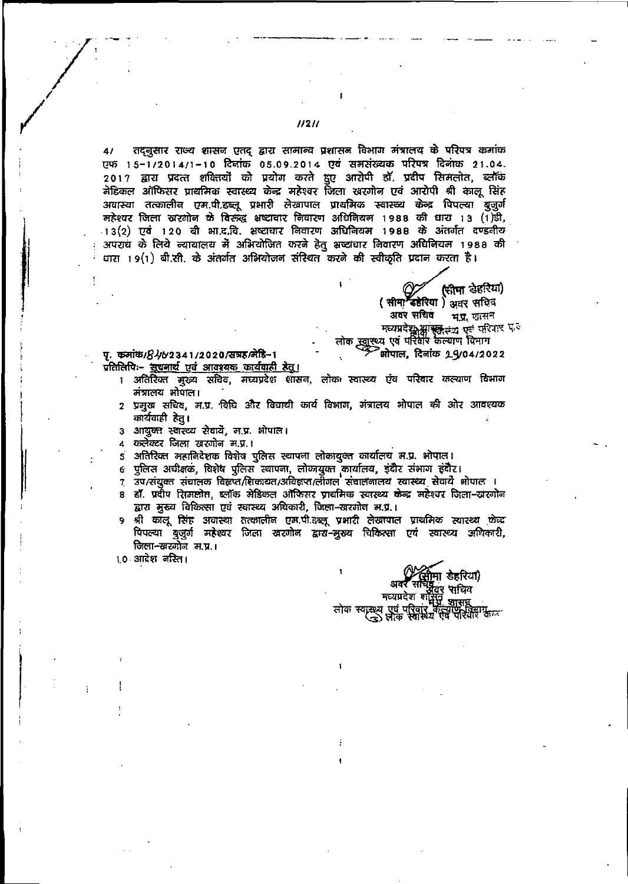//2//

4/ तद्नुसार राज्य शासन एतद् द्वारा सामान्य प्रशासन विभाग मंत्रालय के परिपत्र क्रमांक एफ 15-1/2014/1-10 दिनांक 05.09.2014 एवं समसंख्यक परिपत्र दिनांक 21.04.2017 द्वारा प्रदत्त शक्तियों को प्रयोग करते हुए आरोपी डॉ. प्रदीप सिमलोत, ब्लॉक मेडिकल ऑफिसर प्राथमिक स्वास्थ्य केन्द्र महेश्वर जिला खरगोन एवं आरोपी श्री कालू सिंह अवास्या तत्कालीन एम.पी.डब्लू. प्रभारी लेखापाल प्राथमिक स्वास्थ्य केन्द्र पिपल्या बुजुर्ग महेश्वर जिला खरगोन के विरूद्ध भ्रष्टाचार निवारण अधिनियम 1988 की धारा 13 (1)डी, 13(2) एवं 120 बी भा.द.वि. भ्रष्टाचार निवारण अधिनियम 1988 के अंतर्गत दण्डनीय अपराध के लिये न्यायालय में अभियोजित करने हेतु भ्रष्टाचार निवारण अधिनियम 1988 की धारा 19(1) बी.सी. के अंतर्गत अभियोजन संस्थित करने की स्वीकृति प्रदान करता है।

(सीमा डेहरिया)
( सीमा डेहरिया ) अवर सचिव
अवर सचिव म.प्र. शासन
मध्यप्रदेश शासन लोक स्वास्थ्य एवं परिवार क.
लोक स्वास्थ्य एवं परिवार कल्याण विभाग
भोपाल, दिनांक 29/04/2022

पृ. क्रमांक/84/6/2341/2020/सत्रह/मेडि-1

प्रतिलिपिः- सूचनार्थ एवं आवश्यक कार्यवाही हेतु।

1. अतिरिक्त मुख्य सचिव, मध्यप्रदेश शासन, लोक स्वास्थ्य एवं परिवार कल्याण विभाग मंत्रालय भोपाल।
2. प्रमुख सचिव, म.प्र. विधि और विधायी कार्य विभाग, मंत्रालय भोपाल की ओर आवश्यक कार्यवाही हेतु।
3. आयुक्त स्वास्थ्य सेवायें, म.प्र. भोपाल।
4. कलेक्टर जिला खरगोन म.प्र.।
5. अतिरिक्त महानिदेशक विशेष पुलिस स्थापना लोकायुक्त कार्यालय म.प्र. भोपाल।
6. पुलिस अधीक्षक, विशेष पुलिस स्थापना, लोकायुक्त कार्यालय, इंदौर संभाग इंदौर।
7. उप/संयुक्त संचालक विज्ञप्त/शिकायत/अविज्ञप्त/लीगल संचालनालय स्वास्थ्य सेवायें भोपाल।
8. डॉ. प्रदीप सिमलोत, ब्लॉक मेडिकल ऑफिसर प्राथमिक स्वास्थ्य केन्द्र महेश्वर जिला-खरगोन द्वारा मुख्य चिकित्सा एवं स्वास्थ्य अधिकारी, जिला-खरगोन म.प्र.।
9. श्री कालू सिंह अवास्या तत्कालीन एम.पी.डब्लू. प्रभारी लेखापाल प्राथमिक स्वास्थ्य केन्द्र पिपल्या बुजुर्ग महेश्वर जिला खरगोन द्वारा-मुख्य चिकित्सा एवं स्वास्थ्य अधिकारी, जिला-खरगोन म.प्र.।
10. आदेश नस्ति।

(सीमा डेहरिया)
अवर सचिव
मध्यप्रदेश शासन
लोक स्वास्थ्य एवं परिवार कल्याण विभाग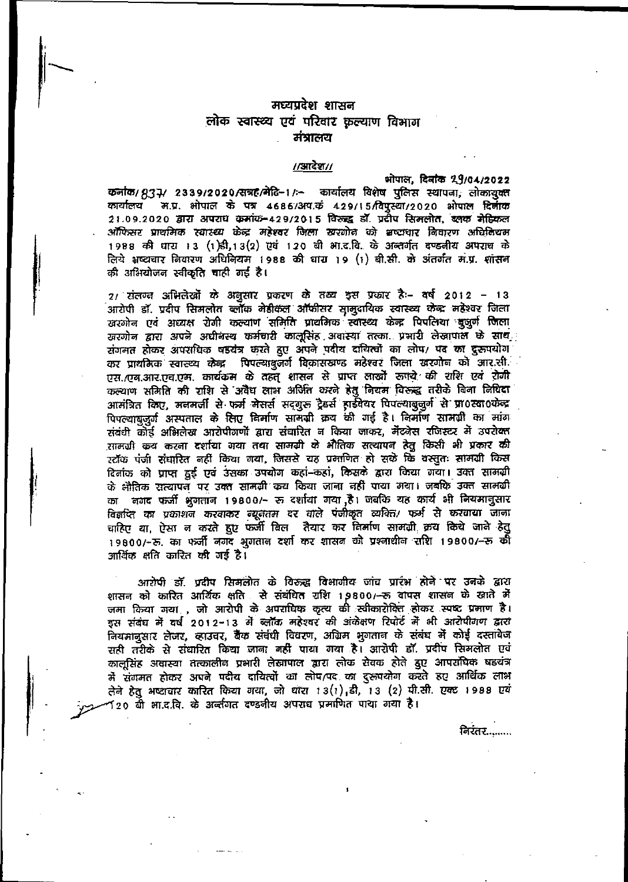# मध्यप्रदेश शासन
## लोक स्वास्थ्य एवं परिवार कल्याण विभाग
### मंत्रालय

**//आदेश//**

भोपाल, दिनांक 29/04/2022

क्रमांक/ 837/ 2339/2020/सत्रह/मेडि-1/:- कार्यालय विशेष पुलिस स्थापना, लोकायुक्त कार्यालय म.प्र. भोपाल के पत्र 4686/अप.क्रं 429/15/विपुस्था/2020 भोपाल दिनांक 21.09.2020 द्वारा अपराध क्रमांक-429/2015 विरूद्ध डॉ. प्रदीप सिमलोत, ब्लाक मेडिकल ऑफिसर प्राथमिक स्वास्थ्य केन्द्र महेश्वर जिला खरगोन को भ्रष्टाचार निवारण अधिनियम 1988 की धारा 13 (1)डी,13(2) एवं 120 बी भा.द.वि. के अन्तर्गत दण्डनीय अपराध के लिये भ्रष्टाचार निवारण अधिनियम 1988 की धारा 19 (1) बी.सी. के अंतर्गत म.प्र. शासन की अभियोजन स्वीकृति चाही गई है।

2/ संलग्न अभिलेखों के अनुसार प्रकरण के तथ्य इस प्रकार है:- वर्ष 2012 - 13 आरोपी डॉ. प्रदीप सिमलोत ब्लॉक मेडीकल ऑफीसर सामुदायिक स्वास्थ्य केन्द्र महेश्वर जिला खरगोन एवं अध्यक्ष रोगी कल्याण समिति प्राथमिक स्वास्थ्य केन्द्र पिपलिया बुजुर्ग जिला खरगोन द्वारा अपने अधीनस्थ कर्मचारी कालूसिंह अवास्या तत्का. प्रभारी लेखापाल के साथ संगमत होकर अपराधिक षडयंत्र करते हुए अपने पदीय दायित्वों का लोप/ पद का दुरूपयोग कर प्राथमिक स्वास्थ्य केन्द्र पिपल्याबुजर्ग विकासखण्ड महेश्वर जिला खरगोन को आर.सी. एस./एन.आर.एच.एम. कार्यक्रम के तहत् शासन से प्राप्त लाखों रूपये की राशि एवं रोगी कल्याण समिति की राशि से अवैध लाभ अर्जित करने हेतु नियम विरूद्ध तरीके बिना निविदा आमंत्रित किए, मनमर्जी से फर्म मेसर्स सद्गुरू ट्रेडर्स हार्डवेयर पिपल्याबुजुर्ग से प्रा0स्वा0केन्द्र पिपल्याबुजुर्ग अस्पताल के लिए निर्माण सामग्री क्रय की गई है। निर्माण सामग्री का मांग संबंधी कोई अभिलेख आरोपीगणों द्वारा संधारित न किया जाकर, मेंटनेंस रजिस्टर में उपरोक्त सामग्री क्रय करना दर्शाया गया तथा सामग्री के भौतिक सत्यापन हेतु किसी भी प्रकार की स्टॉक पंजी संधारित नहीं किया गया, जिससे यह प्रमाणित हो सके कि वस्तुतः सामग्री किस दिनांक को प्राप्त हुई एवं उसका उपयोग कहां-कहां, किसके द्वारा किया गया। उक्त सामग्री के भौतिक सत्यापन पर उक्त सामग्री क्रय किया जाना नहीं पाया गया। जबकि उक्त सामग्री का नगद फर्जी भुगतान 19800/- रु दर्शाया गया है। जबकि यह कार्य भी नियमानुसार विज्ञप्ति का प्रकाशन करवाकर न्यूनतम दर वाले पंजीकृत व्यक्ति/ फर्म से करवाया जाना चाहिए था, ऐसा न करते हुए फर्जी बिल तैयार कर निर्माण सामग्री क्रय किये जाने हेतु 19800/-रु. का फर्जी नगद भुगतान दर्शा कर शासन को प्रश्नाधीन राशि 19800/-रु की आर्थिक क्षति कारित की गई है।

आरोपी डॉ. प्रदीप सिमलोत के विरूद्ध विभागीय जांच प्रारंभ होने पर उनके द्वारा शासन को कारित आर्थिक क्षति से संबंधित राशि 19800/-रु वापस शासन के खाते में जमा किया गया , जो आरोपी के अपराधिक कृत्य की स्वीकारोक्ति होकर स्पष्ट प्रमाण है। इस संबंध में वर्ष 2012-13 में ब्लॉक महेश्वर की अंकेक्षण रिपोर्ट में भी आरोपीगण द्वारा नियमानुसार लेजर, व्हाउचर, बैंक संबंधी विवरण, अग्रिम भुगतान के संबंध में कोई दस्तावेज सही तरीके से संधारित किया जाना नहीं पाया गया है। आरोपी डॉ. प्रदीप सिमलोत एवं कालूसिंह अवास्या तत्कालीन प्रभारी लेखापाल द्वारा लोक सेवक होते हुए आपराधिक षडयंत्र में संगमत होकर अपने पदीय दायित्वों का लोप/पद का दुरूपयोग करते हुए आर्थिक लाभ लेने हेतु भ्रष्टाचार कारित किया गया, जो धारा 13(1),डी, 13 (2) पी.सी. एक्ट 1988 एवं 120 बी भा.द.वि. के अर्न्तगत दण्डनीय अपराध प्रमाणित पाया गया है।

निरंतर........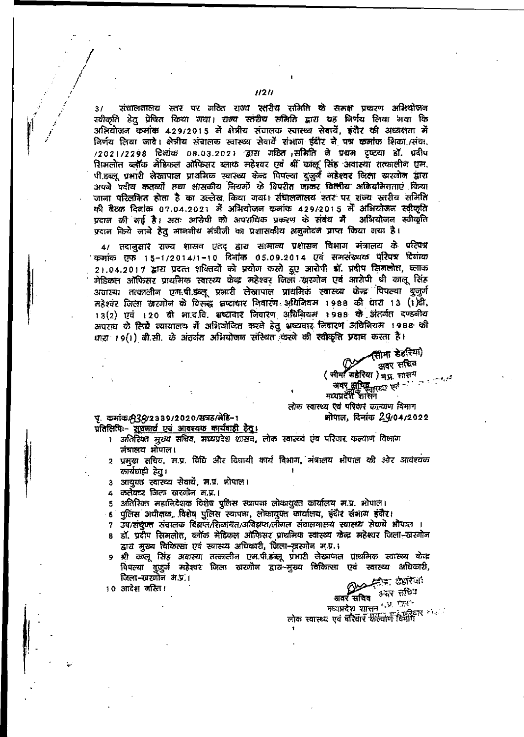//2//

3/ संचालनालय स्तर पर गठित राज्य स्तरीय समिति के समक्ष प्रकरण अभियोजन स्वीकृति हेतु प्रेषित किया गया। राज्य स्तरीय समिति द्वारा यह निर्णय लिया गया कि अभियोजन क्रमांक 429/2015 में क्षेत्रीय संचालक स्वास्थ्य सेवायें, इंदौर की अध्यक्षता में निर्णय लिया जावे। क्षेत्रीय संचालक स्वास्थ्य सेवायें संभाग इंदौर ने पत्र क्रमांक शिका./संचा. /2021/2298 दिनांक 08.03.2021 द्वारा गठित ,समिति ने प्रथम दृष्टया डॉ. प्रदीप सिमलोत ब्लॉक मेडिकल ऑफिसर ब्लाक महेश्वर एवं श्री कालू सिंह अवास्या तत्कालीन एम. पी.डब्लू. प्रभारी लेखापाल प्राथमिक स्वास्थ्य केन्द्र पिपल्या बुजुर्ग महेश्वर जिला खरगोन द्वारा अपने पदीय कर्तव्यों तथा शासकीय नियमों के विपरीत जाकर वित्तीय अनियमितताएं किया जाना परिलक्षित होता है का उल्लेख किया गया। संचालनालय स्तर पर राज्य स्तरीय समिति की बैठक दिनांक 07.04.2021 में अभियोजन क्रमांक 429/2015 में अभियोजन स्वीकृति प्रदान की गई है। अतः आरोपी को अपराधिक प्रकरण के संबंध में अभियोजन स्वीकृति प्रदान किये जाने हेतु माननीय मंत्रीजी का प्रशासकीय अनुमोदन प्राप्त किया गया है।

4/ तदानुसार राज्य शासन एतद् द्वारा सामान्य प्रशासन विभाग मंत्रालय के परिपत्र क्रमांक एफ 15-1/2014/1-10 दिनांक 05.09.2014 एवं समसंख्यक परिपत्र दिनांक 21.04.2017 द्वारा प्रदत्त शक्तियों को प्रयोग करते हुए आरोपी डॉ. प्रदीप सिमलोत, ब्लाक मेडिकल ऑफिसर प्राथमिक स्वास्थ्य केन्द्र महेश्वर जिला खरगोन एवं आरोपी श्री कालू सिंह अवास्या तत्कालीन एम.पी.डब्लू. प्रभारी लेखापाल प्राथमिक स्वास्थ्य केन्द्र पिपल्या बुजुर्ग महेश्वर जिला खरगोन के विरूद्ध भ्रष्टाचार निवारण अधिनियम 1988 की धारा 13 (1)डी, 13(2) एवं 120 बी भा.द.वि. भ्रष्टाचार निवारण अधिनियम 1988 के अंतर्गत दण्डनीय अपराध के लिये न्यायालय में अभियोजित करने हेतु भ्रष्टाचार निवारण अधिनियम 1988 की धारा 19(1) बी.सी. के अंतर्गत अभियोजन संस्थित करने की स्वीकृति प्रदान करता है।

(सीमा डेहरिया)
अवर सचिव
मध्यप्रदेश शासन
लोक स्वास्थ्य एवं परिवार कल्याण विभाग
भोपाल, दिनांक 29/04/2022

पृ. क्रमांक/838/2339/2020/सत्रह/मेडि-1

प्रतिलिपिः- **सूचनार्थ एवं आवश्यक कार्यवाही हेतु।**

1. अतिरिक्त मुख्य सचिव, मध्यप्रदेश शासन, लोक स्वास्थ्य एंव परिवार कल्याण विभाग मंत्रालय भोपाल।
2. प्रमुख सचिव, म.प्र. विधि और विधायी कार्य विभाग, मंत्रालय भोपाल की ओर आवश्यक कार्यवाही हेतु।
3. आयुक्त स्वास्थ्य सेवायें, म.प्र. भोपाल।
4. कलेक्टर जिला खरगोन म.प्र.।
5. अतिरिक्त महानिदेशक विशेष पुलिस स्थापना लोकायुक्त कार्यालय म.प्र. भोपाल।
6. पुलिस अधीक्षक, विशेष पुलिस स्थापना, लोकायुक्त कार्यालय, इंदौर संभाग इंदौर।
7. उप/संयुक्त संचालक विज्ञप्त/शिकायत/अविज्ञप्त/लीगल संचालनालय स्वास्थ्य सेवायें भोपाल ।
8. डॉ. प्रदीप सिमलोत, ब्लॉक मेडिकल ऑफिसर प्राथमिक स्वास्थ्य केन्द्र महेश्वर जिला-खरगोन द्वारा मुख्य चिकित्सा एवं स्वास्थ्य अधिकारी, जिला-खरगोन म.प्र.।
9. श्री कालू सिंह अवास्या तत्कालीन एम.पी.डब्लू. प्रभारी लेखापाल प्राथमिक स्वास्थ्य केन्द्र पिपल्या बुजुर्ग महेश्वर जिला खरगोन द्वारा-मुख्य चिकित्सा एवं स्वास्थ्य अधिकारी, जिला-खरगोन म.प्र.।
10. आदेश नस्ति।

अवर सचिव
मध्यप्रदेश शासन
लोक स्वास्थ्य एवं परिवार कल्याण विभाग